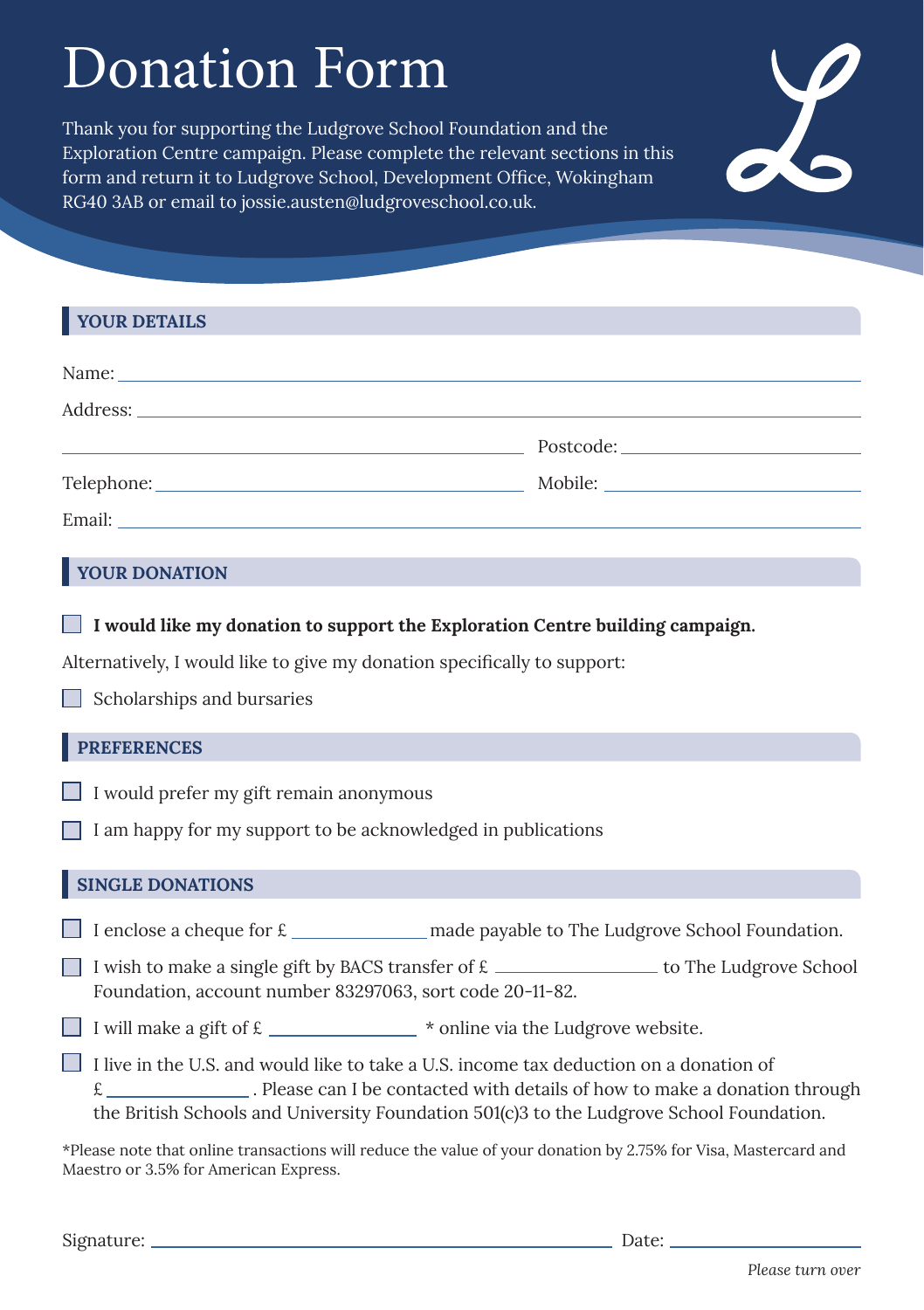# Donation Form

Thank you for supporting the Ludgrove School Foundation and the Exploration Centre campaign. Please complete the relevant sections in this form and return it to Ludgrove School, Development Office, Wokingham RG40 3AB or email to jossie.austen@ludgroveschool.co.uk.

## YOUR DETAILS

Name: ____________________________________________

Address: ____________________________________________

____________________________ Postcode: ________________

Telephone: ____________________________ Mobile: ________________

Email: ____________________________________________

## YOUR DONATION

☐ **I would like my donation to support the Exploration Centre building campaign.**

Alternatively, I would like to give my donation specifically to support:

☐ Scholarships and bursaries

## PREFERENCES

☐ I would prefer my gift remain anonymous

☐ I am happy for my support to be acknowledged in publications

## SINGLE DONATIONS

☐ I enclose a cheque for £ ____________ made payable to The Ludgrove School Foundation.

☐ I wish to make a single gift by BACS transfer of £ ______________ to The Ludgrove School Foundation, account number 83297063, sort code 20-11-82.

☐ I will make a gift of £ ____________ * online via the Ludgrove website.

☐ I live in the U.S. and would like to take a U.S. income tax deduction on a donation of £ ____________ . Please can I be contacted with details of how to make a donation through the British Schools and University Foundation 501(c)3 to the Ludgrove School Foundation.

*Please note that online transactions will reduce the value of your donation by 2.75% for Visa, Mastercard and Maestro or 3.5% for American Express.

Signature: ________________________________ Date: ________________

*Please turn over*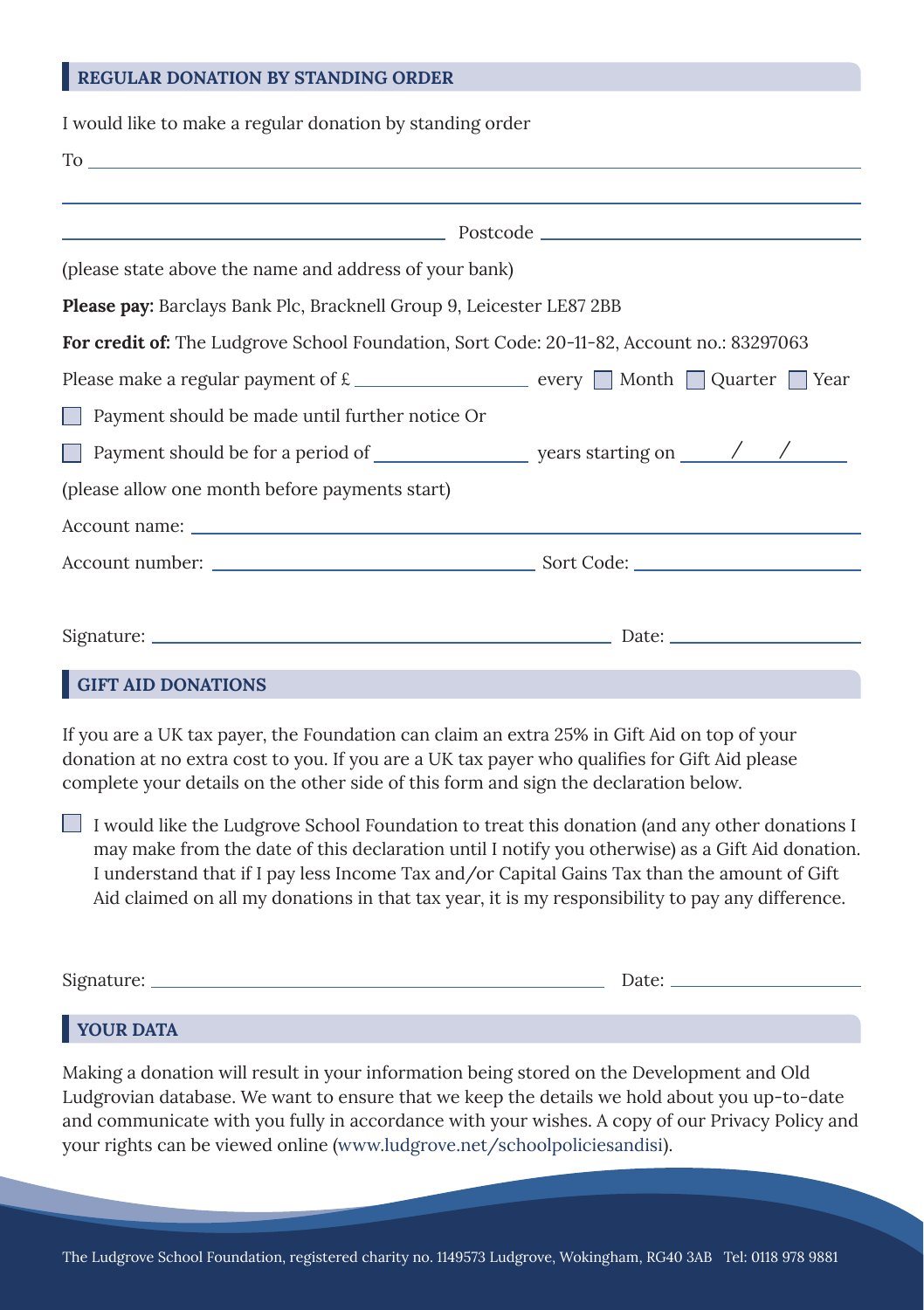## REGULAR DONATION BY STANDING ORDER

I would like to make a regular donation by standing order

To ______________________________________________

______________________________________________

______________________ Postcode ______________________

(please state above the name and address of your bank)

**Please pay:** Barclays Bank Plc, Bracknell Group 9, Leicester LE87 2BB

**For credit of:** The Ludgrove School Foundation, Sort Code: 20-11-82, Account no.: 83297063

Please make a regular payment of £ ______________ every ☐ Month ☐ Quarter ☐ Year

☐ Payment should be made until further notice Or

☐ Payment should be for a period of ______________ years starting on ____/____/____

(please allow one month before payments start)

Account name: ______________________________________________

Account number: ______________________ Sort Code: ______________________

Signature: ______________________________ Date: ______________

## GIFT AID DONATIONS

If you are a UK tax payer, the Foundation can claim an extra 25% in Gift Aid on top of your donation at no extra cost to you. If you are a UK tax payer who qualifies for Gift Aid please complete your details on the other side of this form and sign the declaration below.

☐ I would like the Ludgrove School Foundation to treat this donation (and any other donations I may make from the date of this declaration until I notify you otherwise) as a Gift Aid donation. I understand that if I pay less Income Tax and/or Capital Gains Tax than the amount of Gift Aid claimed on all my donations in that tax year, it is my responsibility to pay any difference.

Signature: ______________________________ Date: ______________

## YOUR DATA

Making a donation will result in your information being stored on the Development and Old Ludgrovian database. We want to ensure that we keep the details we hold about you up-to-date and communicate with you fully in accordance with your wishes. A copy of our Privacy Policy and your rights can be viewed online (www.ludgrove.net/schoolpoliciesandisi).

The Ludgrove School Foundation, registered charity no. 1149573 Ludgrove, Wokingham, RG40 3AB Tel: 0118 978 9881